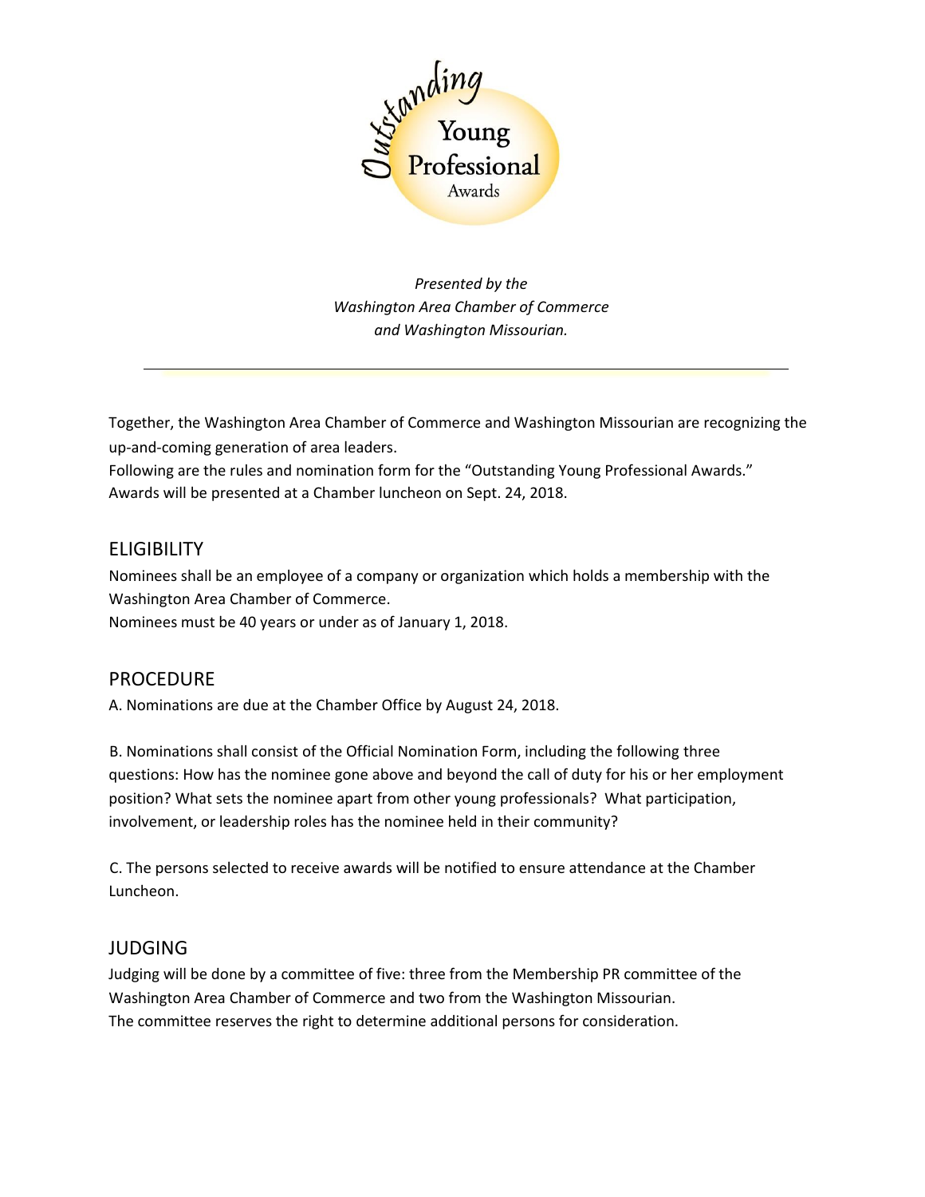# Outstanding Young Professional Awards

*Presented by the*
*Washington Area Chamber of Commerce*
*and Washington Missourian.*

---

Together, the Washington Area Chamber of Commerce and Washington Missourian are recognizing the up-and-coming generation of area leaders.
Following are the rules and nomination form for the "Outstanding Young Professional Awards."
Awards will be presented at a Chamber luncheon on Sept. 24, 2018.

## ELIGIBILITY

Nominees shall be an employee of a company or organization which holds a membership with the Washington Area Chamber of Commerce.
Nominees must be 40 years or under as of January 1, 2018.

## PROCEDURE

A. Nominations are due at the Chamber Office by August 24, 2018.

B. Nominations shall consist of the Official Nomination Form, including the following three questions: How has the nominee gone above and beyond the call of duty for his or her employment position? What sets the nominee apart from other young professionals? What participation, involvement, or leadership roles has the nominee held in their community?

C. The persons selected to receive awards will be notified to ensure attendance at the Chamber Luncheon.

## JUDGING

Judging will be done by a committee of five: three from the Membership PR committee of the Washington Area Chamber of Commerce and two from the Washington Missourian.
The committee reserves the right to determine additional persons for consideration.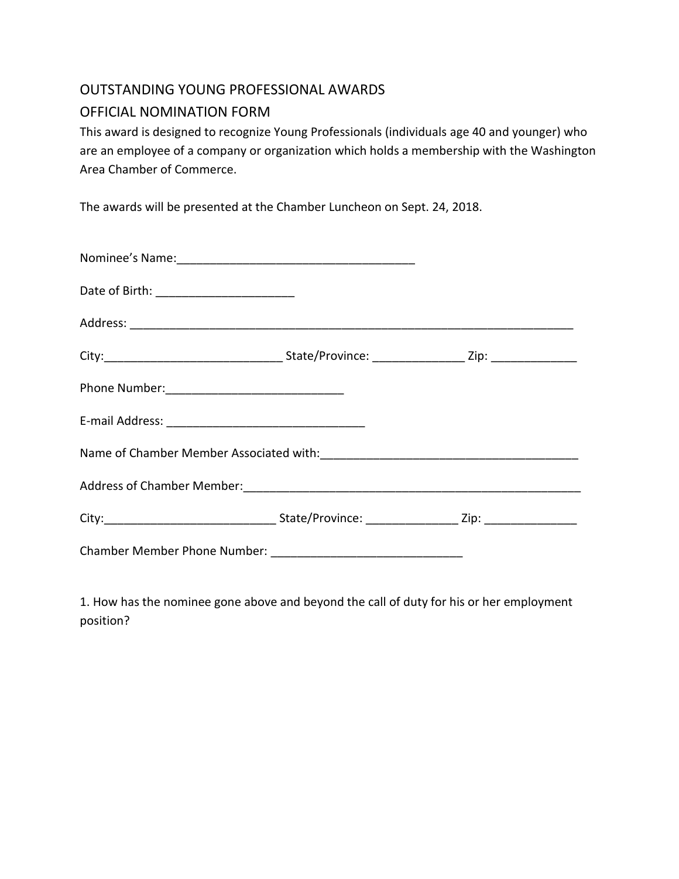OUTSTANDING YOUNG PROFESSIONAL AWARDS

OFFICIAL NOMINATION FORM

This award is designed to recognize Young Professionals (individuals age 40 and younger) who are an employee of a company or organization which holds a membership with the Washington Area Chamber of Commerce.

The awards will be presented at the Chamber Luncheon on Sept. 24, 2018.

Nominee's Name:_____________________________________

Date of Birth: _____________________

Address: ______________________________________________________________________

City:___________________________ State/Province: ______________ Zip: _____________

Phone Number:___________________________

E-mail Address: ______________________________

Name of Chamber Member Associated with:________________________________________

Address of Chamber Member:______________________________________________________

City:__________________________ State/Province: ______________ Zip: ______________

Chamber Member Phone Number: _____________________________

1. How has the nominee gone above and beyond the call of duty for his or her employment position?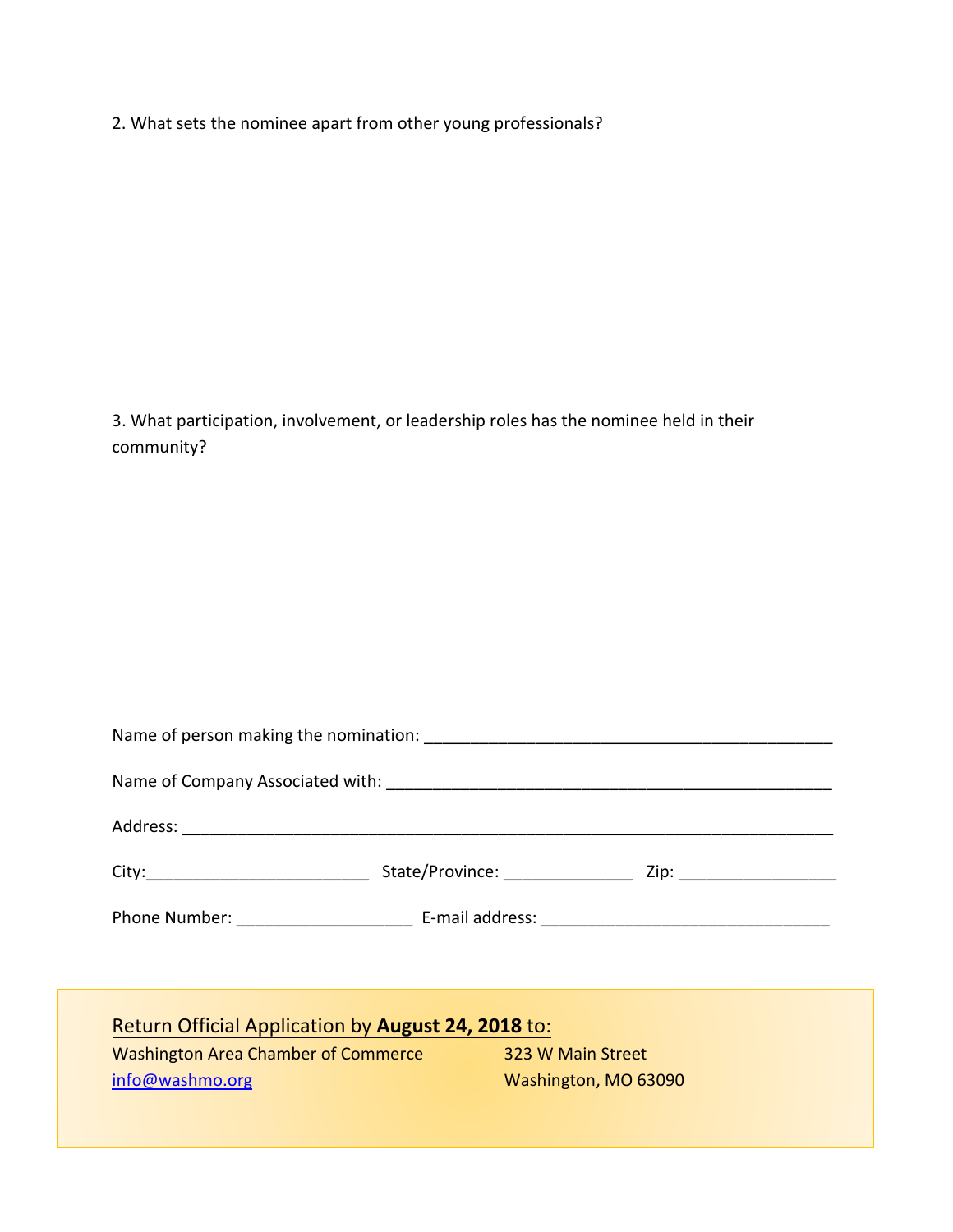2. What sets the nominee apart from other young professionals?

3. What participation, involvement, or leadership roles has the nominee held in their community?

Name of person making the nomination: _____________________________________________

Name of Company Associated with: ________________________________________________

Address: _________________________________________________________________________

City:________________________ State/Province: ______________ Zip: _________________

Phone Number: ___________________ E-mail address: _______________________________

Return Official Application by **August 24, 2018** to:

Washington Area Chamber of Commerce
info@washmo.org

323 W Main Street
Washington, MO 63090